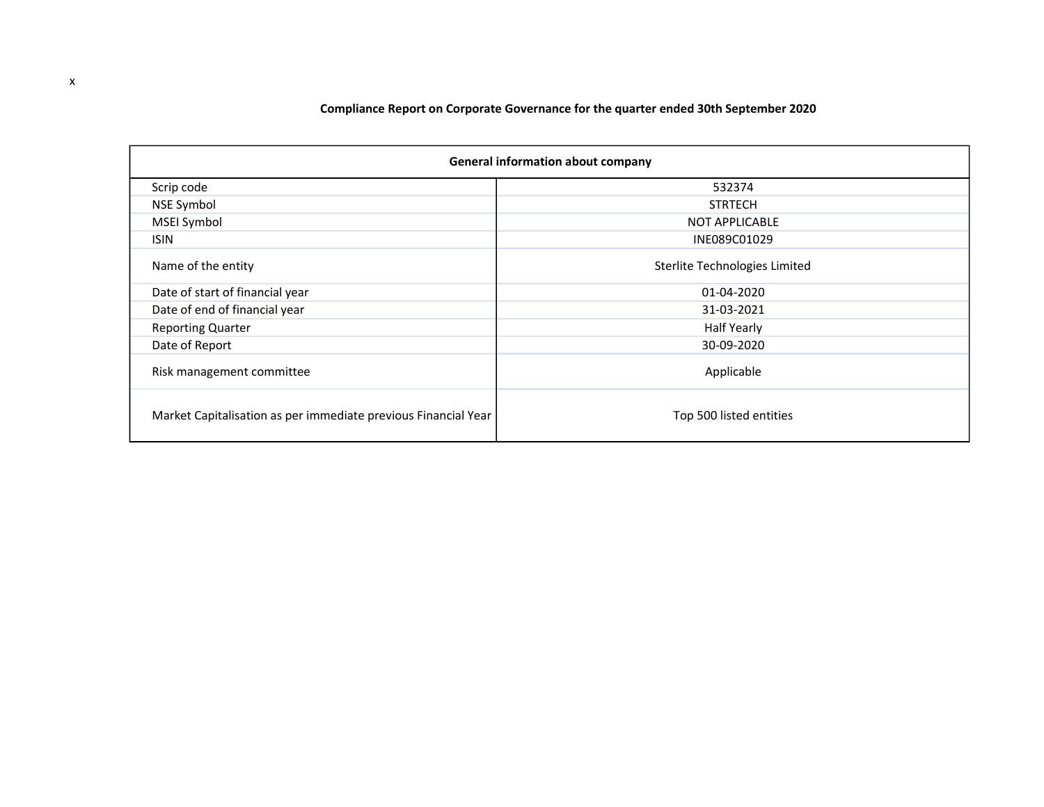x

## Compliance Report on Corporate Governance for the quarter ended 30th September 2020

| General information about company | |
|---|---|
| Scrip code | 532374 |
| NSE Symbol | STRTECH |
| MSEI Symbol | NOT APPLICABLE |
| ISIN | INE089C01029 |
| Name of the entity | Sterlite Technologies Limited |
| Date of start of financial year | 01-04-2020 |
| Date of end of financial year | 31-03-2021 |
| Reporting Quarter | Half Yearly |
| Date of Report | 30-09-2020 |
| Risk management committee | Applicable |
| Market Capitalisation as per immediate previous Financial Year | Top 500 listed entities |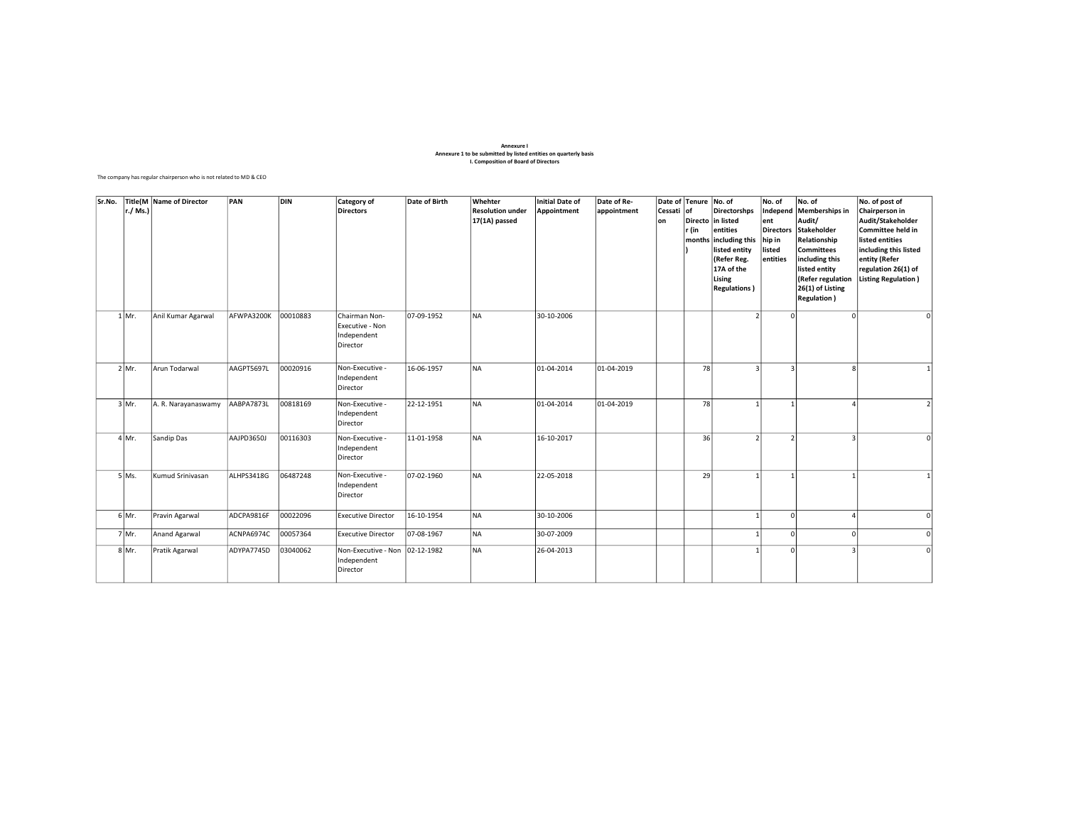**Annexure I**

**Annexure 1 to be submitted by listed entities on quarterly basis**

**I. Composition of Board of Directors**

The company has regular chairperson who is not related to MD & CEO

| Sr.No. | Title(Mr./ Ms.) | Name of Director | PAN | DIN | Category of Directors | Date of Birth | Whehter Resolution under 17(1A) passed | Initial Date of Appointment | Date of Re-appointment | Date of Cessation | Tenure of Director (in months) | No. of Directorshps in listed entities including this listed entity (Refer Reg. 17A of the Lising Regulations ) | No. of Independent Directorship in listed entities | No. of Memberships in Audit/ Stakeholder Relationship Committees including this listed entity (Refer regulation 26(1) of Listing Regulation ) | No. of post of Chairperson in Audit/Stakeholder Committee held in listed entities including this listed entity (Refer regulation 26(1) of Listing Regulation ) |
|---|---|---|---|---|---|---|---|---|---|---|---|---|---|---|---|
| 1 | Mr. | Anil Kumar Agarwal | AFWPA3200K | 00010883 | Chairman Non-Executive - Non Independent Director | 07-09-1952 | NA | 30-10-2006 | | | | 2 | 0 | 0 | 0 |
| 2 | Mr. | Arun Todarwal | AAGPT5697L | 00020916 | Non-Executive - Independent Director | 16-06-1957 | NA | 01-04-2014 | 01-04-2019 | | 78 | 3 | 3 | 8 | 1 |
| 3 | Mr. | A. R. Narayanaswamy | AABPA7873L | 00818169 | Non-Executive - Independent Director | 22-12-1951 | NA | 01-04-2014 | 01-04-2019 | | 78 | 1 | 1 | 4 | 2 |
| 4 | Mr. | Sandip Das | AAJPD3650J | 00116303 | Non-Executive - Independent Director | 11-01-1958 | NA | 16-10-2017 | | | 36 | 2 | 2 | 3 | 0 |
| 5 | Ms. | Kumud Srinivasan | ALHPS3418G | 06487248 | Non-Executive - Independent Director | 07-02-1960 | NA | 22-05-2018 | | | 29 | 1 | 1 | 1 | 1 |
| 6 | Mr. | Pravin Agarwal | ADCPA9816F | 00022096 | Executive Director | 16-10-1954 | NA | 30-10-2006 | | | | 1 | 0 | 4 | 0 |
| 7 | Mr. | Anand Agarwal | ACNPA6974C | 00057364 | Executive Director | 07-08-1967 | NA | 30-07-2009 | | | | 1 | 0 | 0 | 0 |
| 8 | Mr. | Pratik Agarwal | ADYPA7745D | 03040062 | Non-Executive - Non Independent Director | 02-12-1982 | NA | 26-04-2013 | | | | 1 | 0 | 3 | 0 |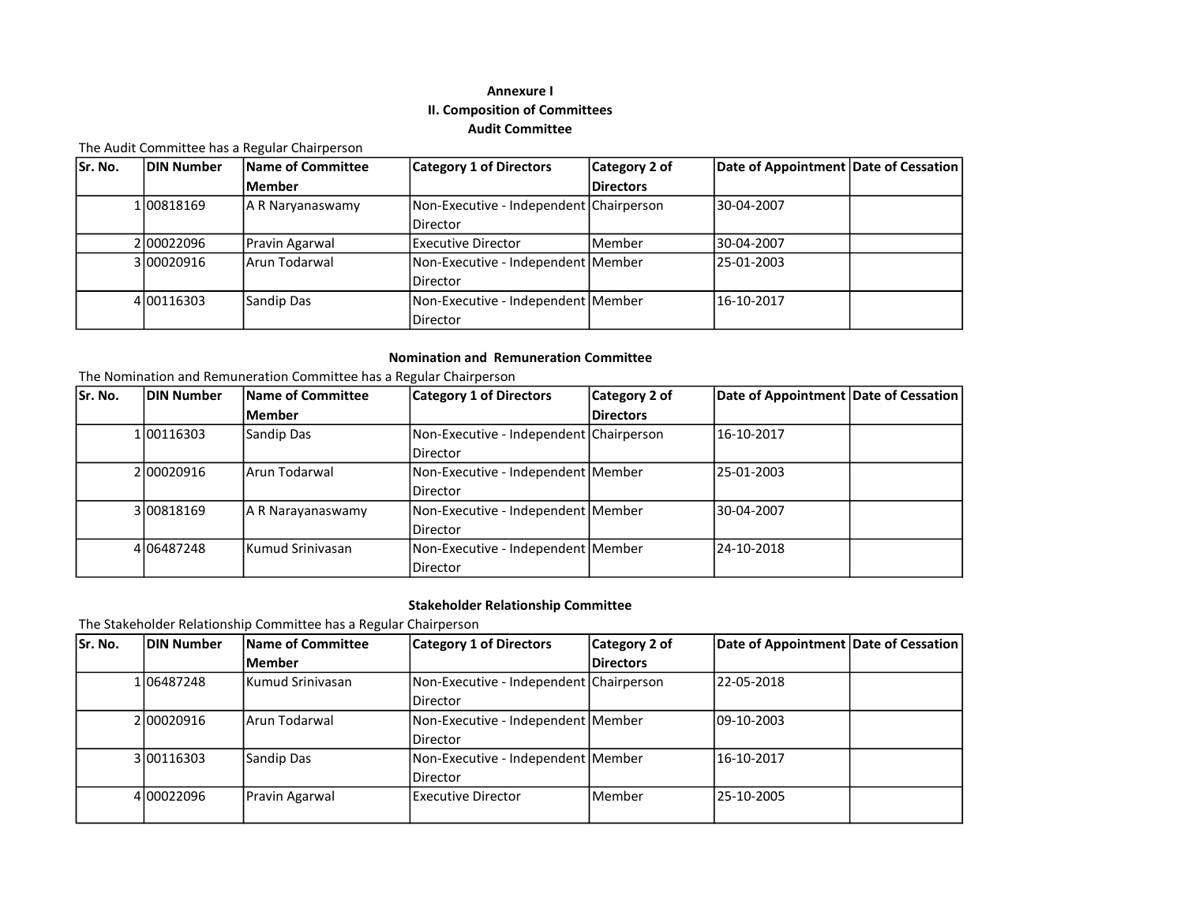**Annexure I**

**II. Composition of Committees**

**Audit Committee**

The Audit Committee has a Regular Chairperson

| Sr. No. | DIN Number | Name of Committee Member | Category 1 of Directors | Category 2 of Directors | Date of Appointment | Date of Cessation |
|---|---|---|---|---|---|---|
| 1 | 00818169 | A R Naryanaswamy | Non-Executive - Independent Director | Chairperson | 30-04-2007 | |
| 2 | 00022096 | Pravin Agarwal | Executive Director | Member | 30-04-2007 | |
| 3 | 00020916 | Arun Todarwal | Non-Executive - Independent Director | Member | 25-01-2003 | |
| 4 | 00116303 | Sandip Das | Non-Executive - Independent Director | Member | 16-10-2017 | |

**Nomination and Remuneration Committee**

The Nomination and Remuneration Committee has a Regular Chairperson

| Sr. No. | DIN Number | Name of Committee Member | Category 1 of Directors | Category 2 of Directors | Date of Appointment | Date of Cessation |
|---|---|---|---|---|---|---|
| 1 | 00116303 | Sandip Das | Non-Executive - Independent Director | Chairperson | 16-10-2017 | |
| 2 | 00020916 | Arun Todarwal | Non-Executive - Independent Director | Member | 25-01-2003 | |
| 3 | 00818169 | A R Narayanaswamy | Non-Executive - Independent Director | Member | 30-04-2007 | |
| 4 | 06487248 | Kumud Srinivasan | Non-Executive - Independent Director | Member | 24-10-2018 | |

**Stakeholder Relationship Committee**

The Stakeholder Relationship Committee has a Regular Chairperson

| Sr. No. | DIN Number | Name of Committee Member | Category 1 of Directors | Category 2 of Directors | Date of Appointment | Date of Cessation |
|---|---|---|---|---|---|---|
| 1 | 06487248 | Kumud Srinivasan | Non-Executive - Independent Director | Chairperson | 22-05-2018 | |
| 2 | 00020916 | Arun Todarwal | Non-Executive - Independent Director | Member | 09-10-2003 | |
| 3 | 00116303 | Sandip Das | Non-Executive - Independent Director | Member | 16-10-2017 | |
| 4 | 00022096 | Pravin Agarwal | Executive Director | Member | 25-10-2005 | |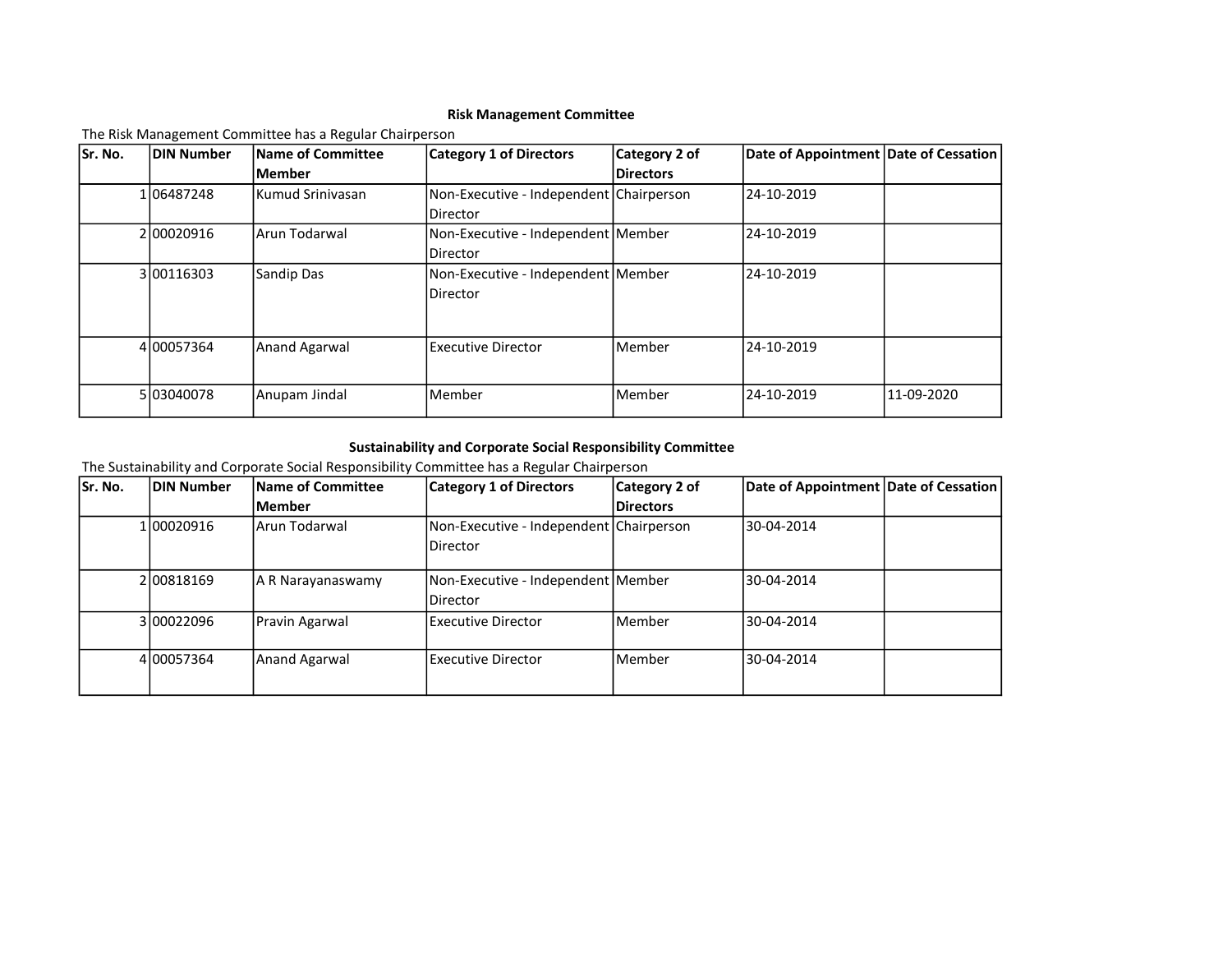## Risk Management Committee

The Risk Management Committee has a Regular Chairperson

| Sr. No. | DIN Number | Name of Committee Member | Category 1 of Directors | Category 2 of Directors | Date of Appointment | Date of Cessation |
|---|---|---|---|---|---|---|
| 1 | 06487248 | Kumud Srinivasan | Non-Executive - Independent Director | Chairperson | 24-10-2019 | |
| 2 | 00020916 | Arun Todarwal | Non-Executive - Independent Director | Member | 24-10-2019 | |
| 3 | 00116303 | Sandip Das | Non-Executive - Independent Director | Member | 24-10-2019 | |
| 4 | 00057364 | Anand Agarwal | Executive Director | Member | 24-10-2019 | |
| 5 | 03040078 | Anupam Jindal | Member | Member | 24-10-2019 | 11-09-2020 |

## Sustainability and Corporate Social Responsibility Committee

The Sustainability and Corporate Social Responsibility Committee has a Regular Chairperson

| Sr. No. | DIN Number | Name of Committee Member | Category 1 of Directors | Category 2 of Directors | Date of Appointment | Date of Cessation |
|---|---|---|---|---|---|---|
| 1 | 00020916 | Arun Todarwal | Non-Executive - Independent Director | Chairperson | 30-04-2014 | |
| 2 | 00818169 | A R Narayanaswamy | Non-Executive - Independent Director | Member | 30-04-2014 | |
| 3 | 00022096 | Pravin Agarwal | Executive Director | Member | 30-04-2014 | |
| 4 | 00057364 | Anand Agarwal | Executive Director | Member | 30-04-2014 | |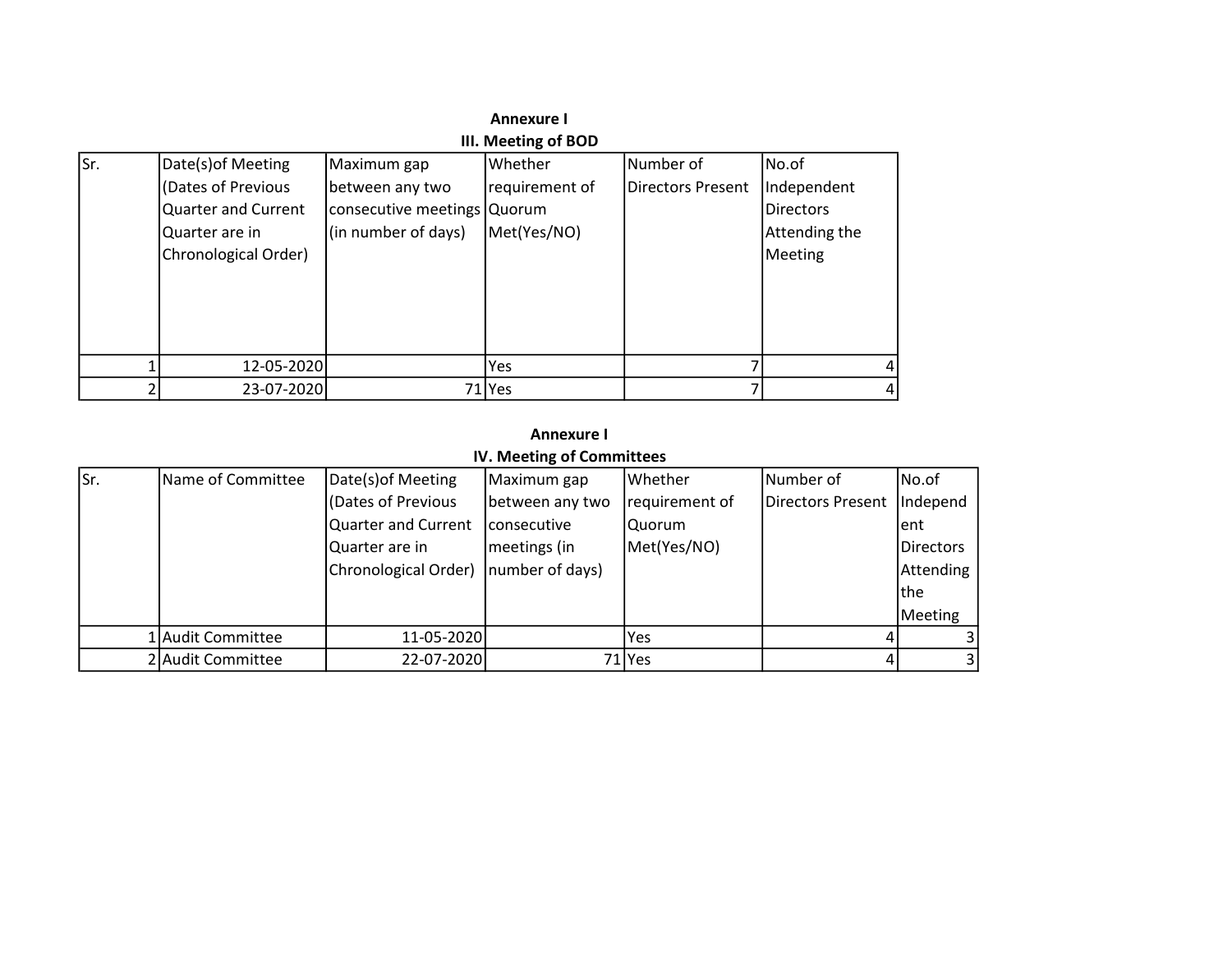## Annexure I

### III. Meeting of BOD

| Sr. | Date(s)of Meeting (Dates of Previous Quarter and Current Quarter are in Chronological Order) | Maximum gap between any two consecutive meetings (in number of days) | Whether requirement of Quorum Met(Yes/NO) | Number of Directors Present | No.of Independent Directors Attending the Meeting |
|---|---|---|---|---|---|
| 1 | 12-05-2020 | | Yes | 7 | 4 |
| 2 | 23-07-2020 | 71 | Yes | 7 | 4 |

## Annexure I

### IV. Meeting of Committees

| Sr. | Name of Committee | Date(s)of Meeting (Dates of Previous Quarter and Current Quarter are in Chronological Order) | Maximum gap between any two consecutive meetings (in number of days) | Whether requirement of Quorum Met(Yes/NO) | Number of Directors Present | No.of Independent Directors Attending the Meeting |
|---|---|---|---|---|---|---|
| 1 | Audit Committee | 11-05-2020 | | Yes | 4 | 3 |
| 2 | Audit Committee | 22-07-2020 | 71 | Yes | 4 | 3 |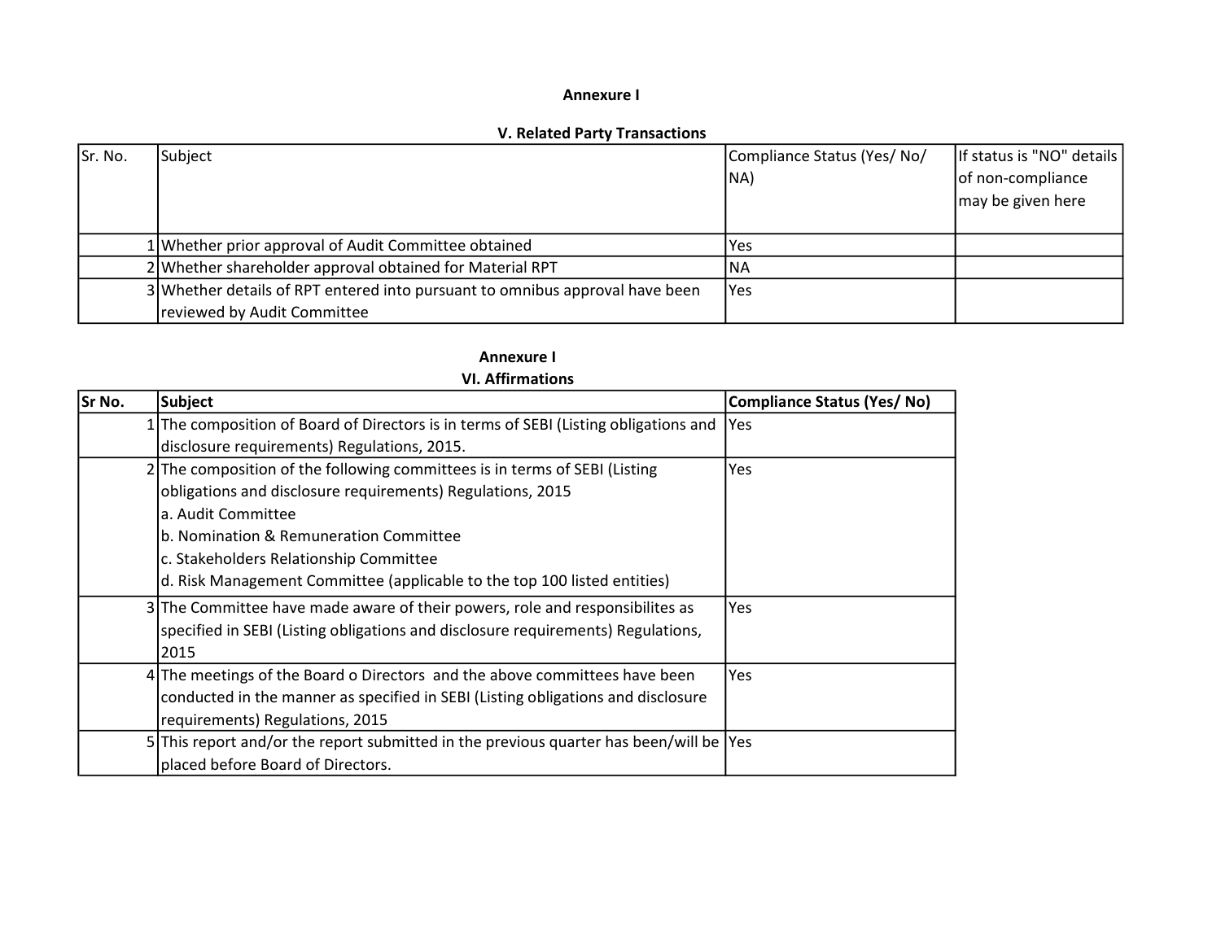**Annexure I**

**V. Related Party Transactions**

| Sr. No. | Subject | Compliance Status (Yes/ No/ NA) | If status is "NO" details of non-compliance may be given here |
|---|---|---|---|
| 1 | Whether prior approval of Audit Committee obtained | Yes | |
| 2 | Whether shareholder approval obtained for Material RPT | NA | |
| 3 | Whether details of RPT entered into pursuant to omnibus approval have been reviewed by Audit Committee | Yes | |

**Annexure I**

**VI. Affirmations**

| Sr No. | Subject | Compliance Status (Yes/ No) |
|---|---|---|
| 1 | The composition of Board of Directors is in terms of SEBI (Listing obligations and disclosure requirements) Regulations, 2015. | Yes |
| 2 | The composition of the following committees is in terms of SEBI (Listing obligations and disclosure requirements) Regulations, 2015<br>a. Audit Committee<br>b. Nomination & Remuneration Committee<br>c. Stakeholders Relationship Committee<br>d. Risk Management Committee (applicable to the top 100 listed entities) | Yes |
| 3 | The Committee have made aware of their powers, role and responsibilites as specified in SEBI (Listing obligations and disclosure requirements) Regulations, 2015 | Yes |
| 4 | The meetings of the Board o Directors and the above committees have been conducted in the manner as specified in SEBI (Listing obligations and disclosure requirements) Regulations, 2015 | Yes |
| 5 | This report and/or the report submitted in the previous quarter has been/will be placed before Board of Directors. | Yes |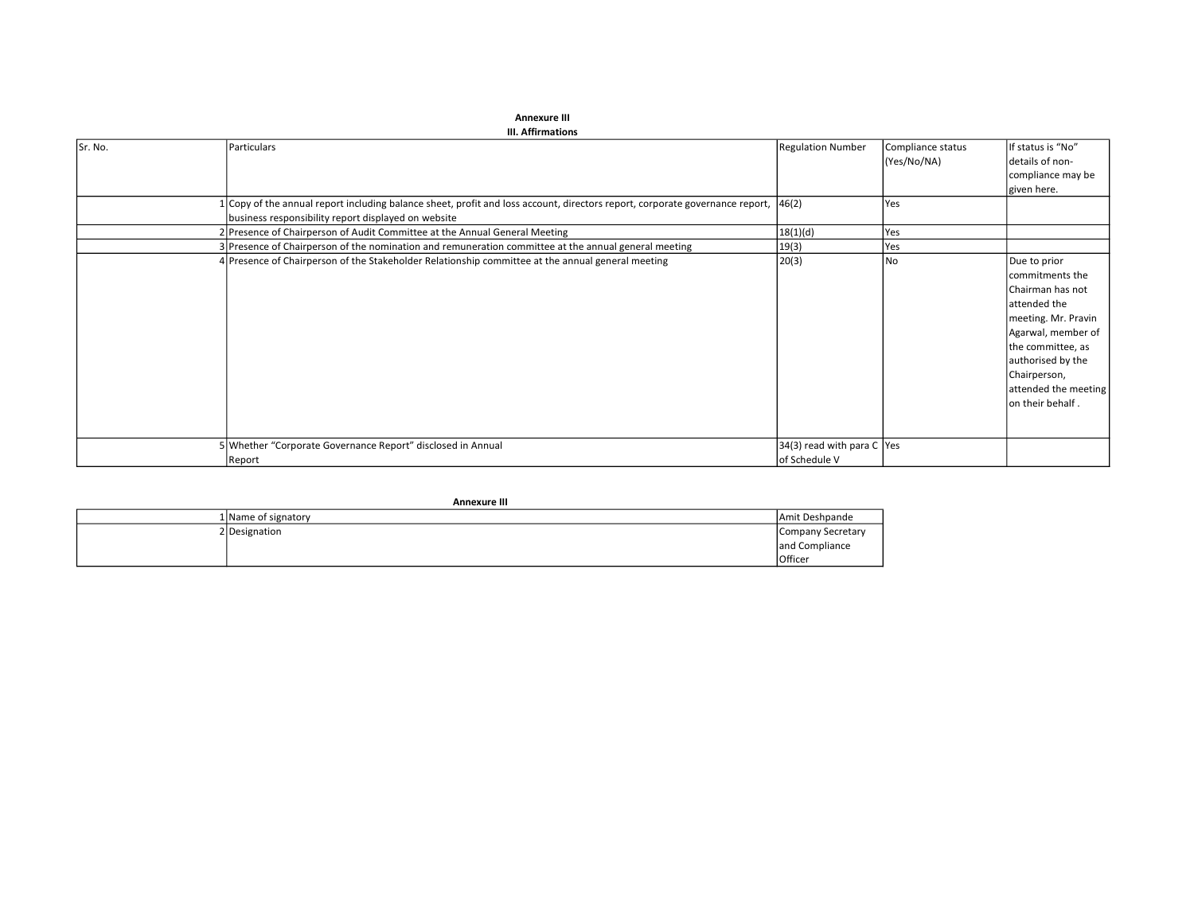**Annexure III**

**III. Affirmations**

| Sr. No. | Particulars | Regulation Number | Compliance status (Yes/No/NA) | If status is "No" details of non-compliance may be given here. |
|---|---|---|---|---|
| 1 | Copy of the annual report including balance sheet, profit and loss account, directors report, corporate governance report, business responsibility report displayed on website | 46(2) | Yes | |
| 2 | Presence of Chairperson of Audit Committee at the Annual General Meeting | 18(1)(d) | Yes | |
| 3 | Presence of Chairperson of the nomination and remuneration committee at the annual general meeting | 19(3) | Yes | |
| 4 | Presence of Chairperson of the Stakeholder Relationship committee at the annual general meeting | 20(3) | No | Due to prior commitments the Chairman has not attended the meeting. Mr. Pravin Agarwal, member of the committee, as authorised by the Chairperson, attended the meeting on their behalf . |
| 5 | Whether "Corporate Governance Report" disclosed in Annual Report | 34(3) read with para C of Schedule V | Yes | |

**Annexure III**

| | | |
|---|---|---|
| 1 | Name of signatory | Amit Deshpande |
| 2 | Designation | Company Secretary and Compliance Officer |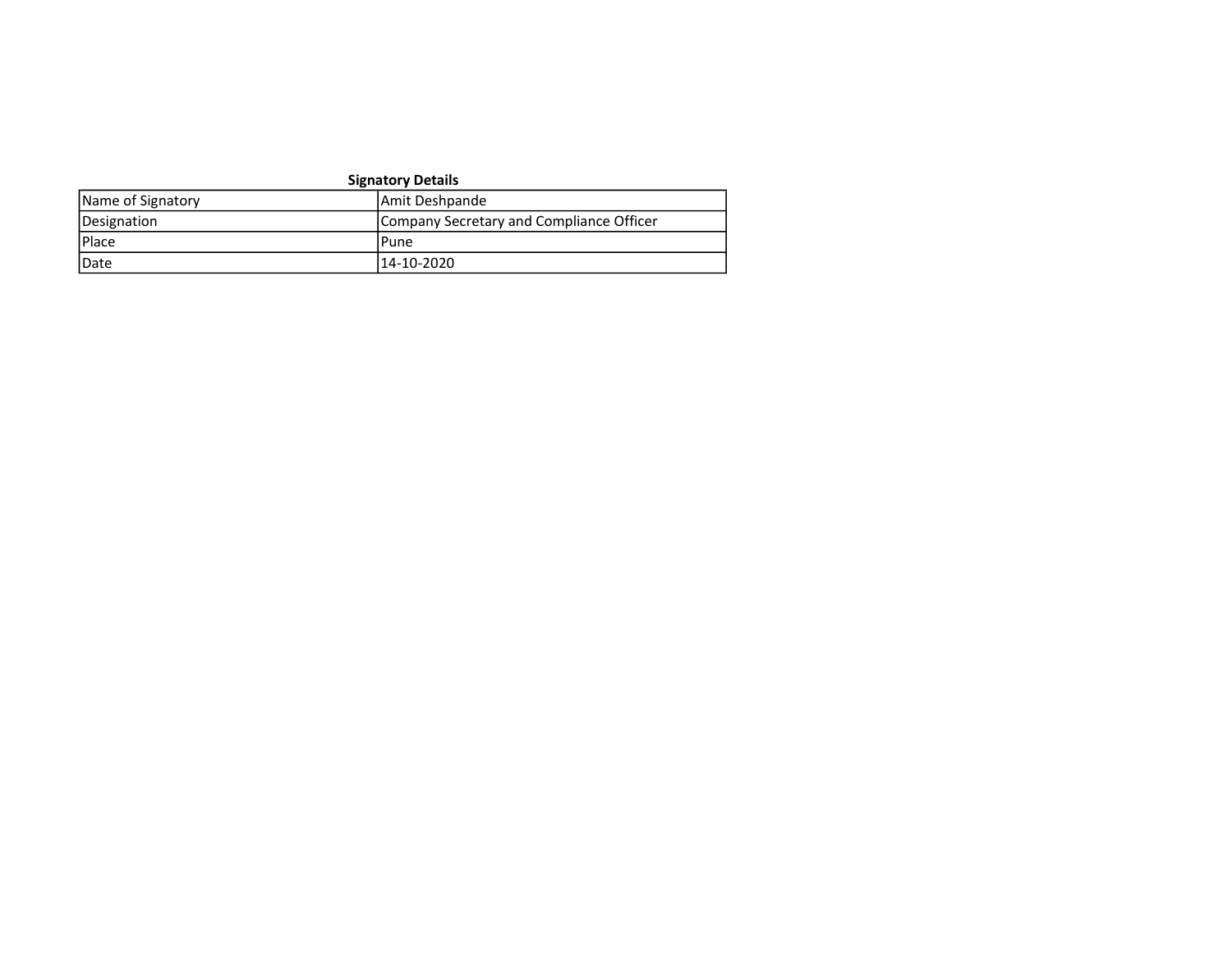**Signatory Details**

| | |
|---|---|
| Name of Signatory | Amit Deshpande |
| Designation | Company Secretary and Compliance Officer |
| Place | Pune |
| Date | 14-10-2020 |